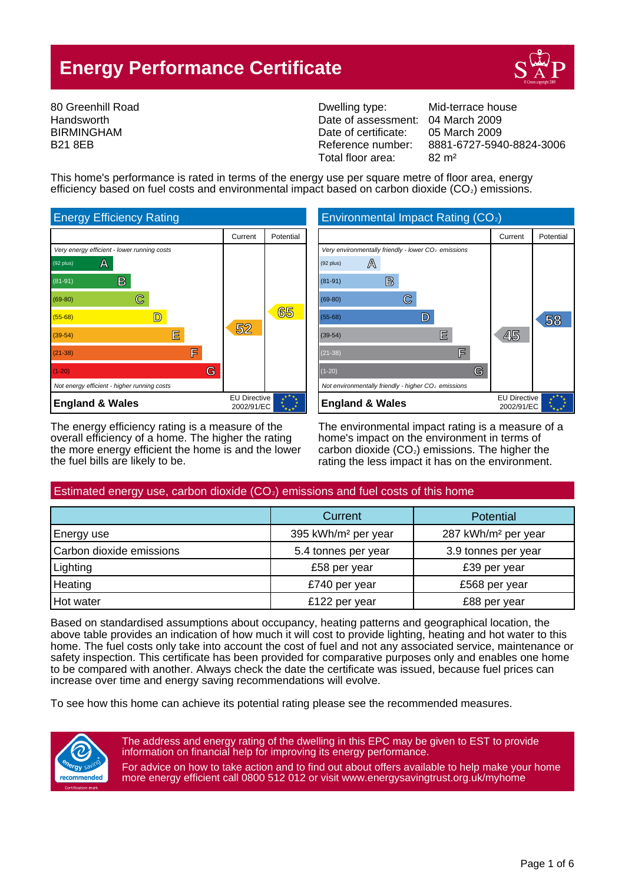# Energy Performance Certificate

80 Greenhill Road
Handsworth
BIRMINGHAM
B21 8EB

| | |
|---|---|
| Dwelling type: | Mid-terrace house |
| Date of assessment: | 04 March 2009 |
| Date of certificate: | 05 March 2009 |
| Reference number: | 8881-6727-5940-8824-3006 |
| Total floor area: | 82 m² |

This home's performance is rated in terms of the energy use per square metre of floor area, energy efficiency based on fuel costs and environmental impact based on carbon dioxide ($CO_2$) emissions.

## Energy Efficiency Rating

| Rating | Current | Potential |
|---|---|---|
| *Very energy efficient - lower running costs* | | |
| (92 plus) A | | |
| (81-91) B | | |
| (69-80) C | | |
| (55-68) D | | 65 |
| (39-54) E | 52 | |
| (21-38) F | | |
| (1-20) G | | |
| *Not energy efficient - higher running costs* | | |
| **England & Wales** | EU Directive 2002/91/EC | |

The energy efficiency rating is a measure of the overall efficiency of a home. The higher the rating the more energy efficient the home is and the lower the fuel bills are likely to be.

## Environmental Impact Rating ($CO_2$)

| Rating | Current | Potential |
|---|---|---|
| *Very environmentally friendly - lower $CO_2$ emissions* | | |
| (92 plus) A | | |
| (81-91) B | | |
| (69-80) C | | |
| (55-68) D | | 58 |
| (39-54) E | 45 | |
| (21-38) F | | |
| (1-20) G | | |
| *Not environmentally friendly - higher $CO_2$ emissions* | | |
| **England & Wales** | EU Directive 2002/91/EC | |

The environmental impact rating is a measure of a home's impact on the environment in terms of carbon dioxide ($CO_2$) emissions. The higher the rating the less impact it has on the environment.

## Estimated energy use, carbon dioxide ($CO_2$) emissions and fuel costs of this home

| | Current | Potential |
|---|---|---|
| Energy use | 395 kWh/m² per year | 287 kWh/m² per year |
| Carbon dioxide emissions | 5.4 tonnes per year | 3.9 tonnes per year |
| Lighting | £58 per year | £39 per year |
| Heating | £740 per year | £568 per year |
| Hot water | £122 per year | £88 per year |

Based on standardised assumptions about occupancy, heating patterns and geographical location, the above table provides an indication of how much it will cost to provide lighting, heating and hot water to this home. The fuel costs only take into account the cost of fuel and not any associated service, maintenance or safety inspection. This certificate has been provided for comparative purposes only and enables one home to be compared with another. Always check the date the certificate was issued, because fuel prices can increase over time and energy saving recommendations will evolve.

To see how this home can achieve its potential rating please see the recommended measures.

The address and energy rating of the dwelling in this EPC may be given to EST to provide information on financial help for improving its energy performance.

For advice on how to take action and to find out about offers available to help make your home more energy efficient call 0800 512 012 or visit www.energysavingtrust.org.uk/myhome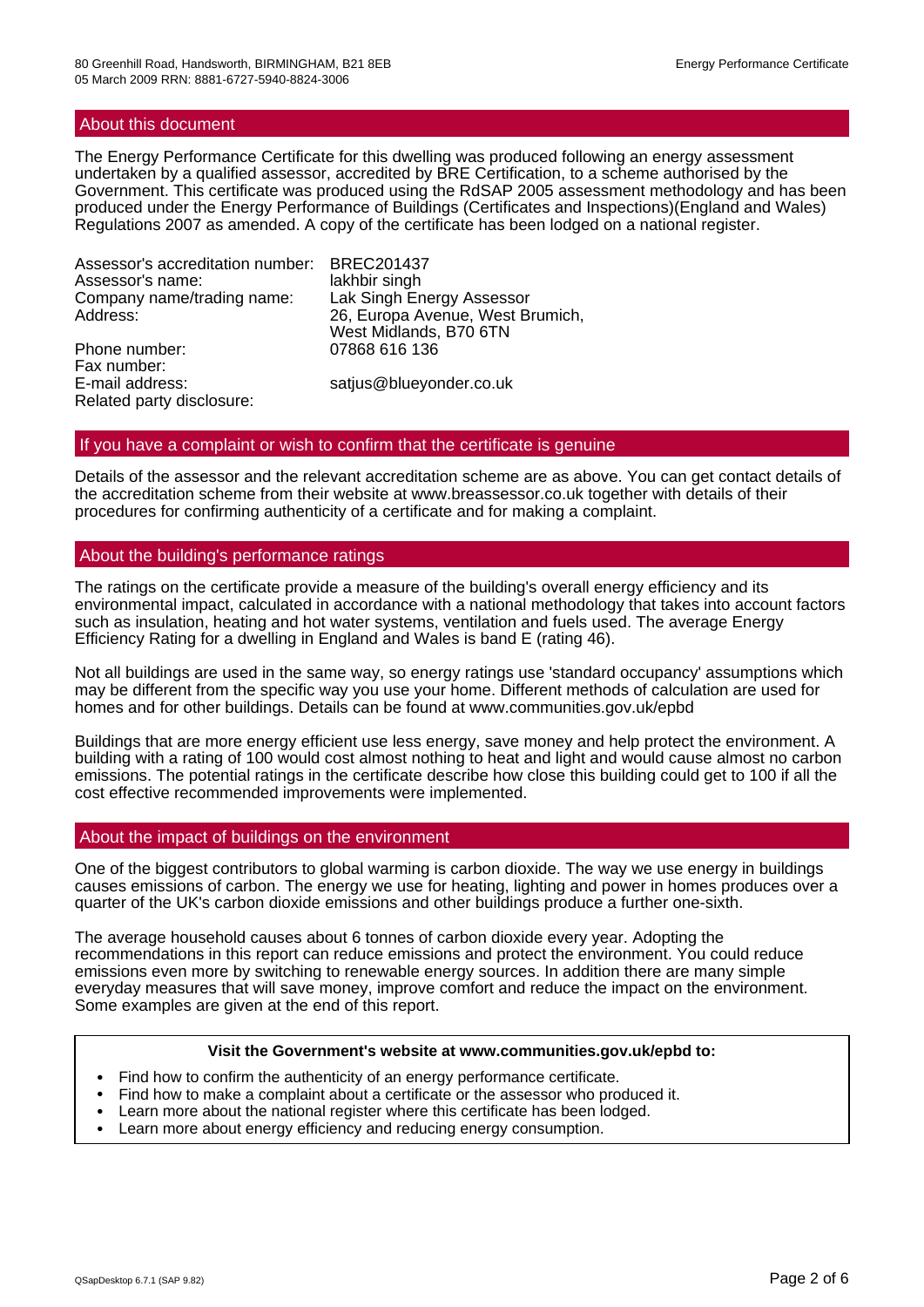## About this document

The Energy Performance Certificate for this dwelling was produced following an energy assessment undertaken by a qualified assessor, accredited by BRE Certification, to a scheme authorised by the Government. This certificate was produced using the RdSAP 2005 assessment methodology and has been produced under the Energy Performance of Buildings (Certificates and Inspections)(England and Wales) Regulations 2007 as amended. A copy of the certificate has been lodged on a national register.

| | |
|---|---|
| Assessor's accreditation number: | BREC201437 |
| Assessor's name: | lakhbir singh |
| Company name/trading name: | Lak Singh Energy Assessor |
| Address: | 26, Europa Avenue, West Brumich, West Midlands, B70 6TN |
| Phone number: | 07868 616 136 |
| Fax number: | |
| E-mail address: | satjus@blueyonder.co.uk |
| Related party disclosure: | |

## If you have a complaint or wish to confirm that the certificate is genuine

Details of the assessor and the relevant accreditation scheme are as above. You can get contact details of the accreditation scheme from their website at www.breassessor.co.uk together with details of their procedures for confirming authenticity of a certificate and for making a complaint.

## About the building's performance ratings

The ratings on the certificate provide a measure of the building's overall energy efficiency and its environmental impact, calculated in accordance with a national methodology that takes into account factors such as insulation, heating and hot water systems, ventilation and fuels used. The average Energy Efficiency Rating for a dwelling in England and Wales is band E (rating 46).

Not all buildings are used in the same way, so energy ratings use 'standard occupancy' assumptions which may be different from the specific way you use your home. Different methods of calculation are used for homes and for other buildings. Details can be found at www.communities.gov.uk/epbd

Buildings that are more energy efficient use less energy, save money and help protect the environment. A building with a rating of 100 would cost almost nothing to heat and light and would cause almost no carbon emissions. The potential ratings in the certificate describe how close this building could get to 100 if all the cost effective recommended improvements were implemented.

## About the impact of buildings on the environment

One of the biggest contributors to global warming is carbon dioxide. The way we use energy in buildings causes emissions of carbon. The energy we use for heating, lighting and power in homes produces over a quarter of the UK's carbon dioxide emissions and other buildings produce a further one-sixth.

The average household causes about 6 tonnes of carbon dioxide every year. Adopting the recommendations in this report can reduce emissions and protect the environment. You could reduce emissions even more by switching to renewable energy sources. In addition there are many simple everyday measures that will save money, improve comfort and reduce the impact on the environment. Some examples are given at the end of this report.

**Visit the Government's website at www.communities.gov.uk/epbd to:**

- Find how to confirm the authenticity of an energy performance certificate.
- Find how to make a complaint about a certificate or the assessor who produced it.
- Learn more about the national register where this certificate has been lodged.
- Learn more about energy efficiency and reducing energy consumption.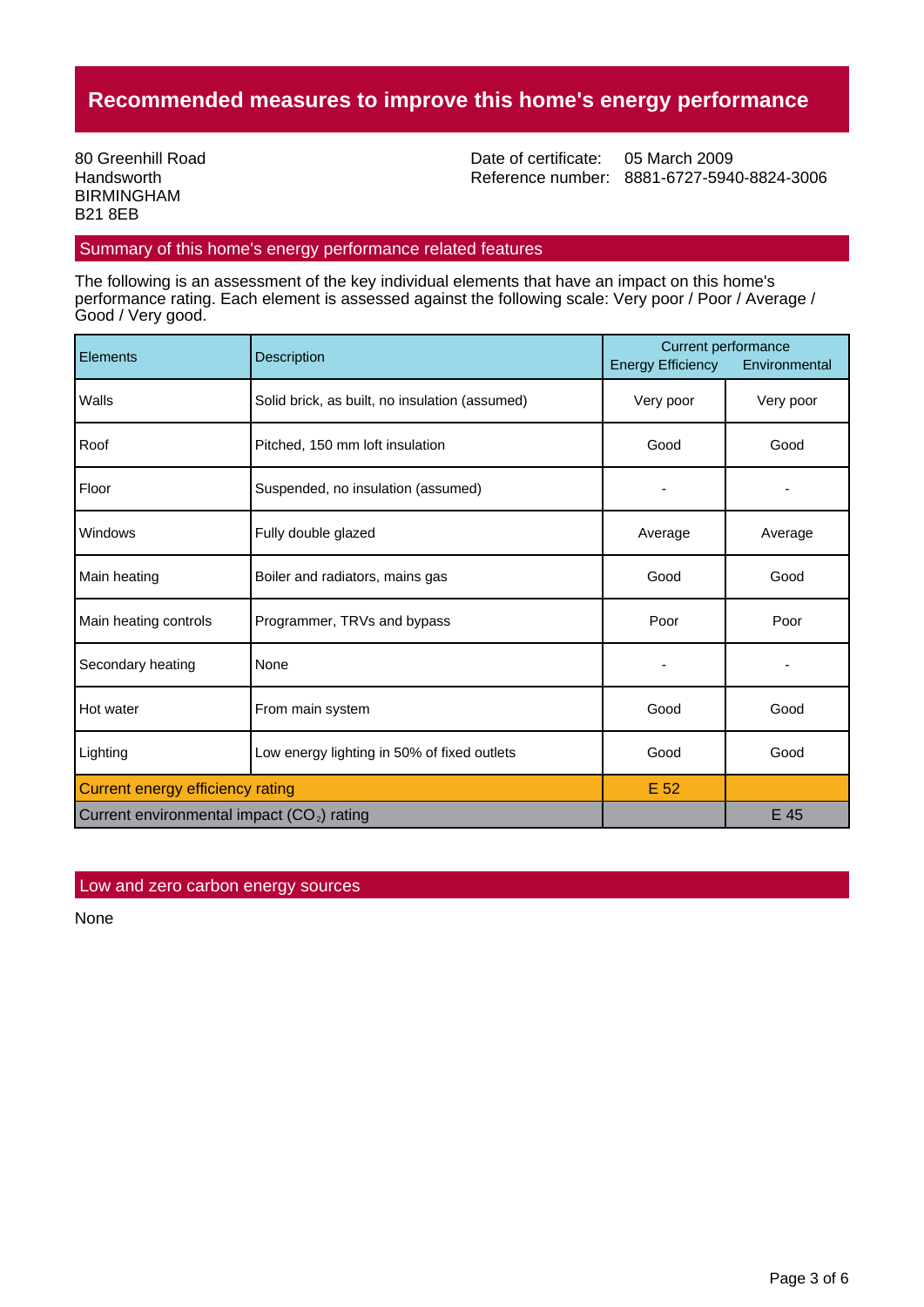# Recommended measures to improve this home's energy performance

80 Greenhill Road
Handsworth
BIRMINGHAM
B21 8EB

Date of certificate: 05 March 2009
Reference number: 8881-6727-5940-8824-3006

## Summary of this home's energy performance related features

The following is an assessment of the key individual elements that have an impact on this home's performance rating. Each element is assessed against the following scale: Very poor / Poor / Average / Good / Very good.

| Elements | Description | Current performance | |
|---|---|---|---|
| | | Energy Efficiency | Environmental |
| Walls | Solid brick, as built, no insulation (assumed) | Very poor | Very poor |
| Roof | Pitched, 150 mm loft insulation | Good | Good |
| Floor | Suspended, no insulation (assumed) | - | - |
| Windows | Fully double glazed | Average | Average |
| Main heating | Boiler and radiators, mains gas | Good | Good |
| Main heating controls | Programmer, TRVs and bypass | Poor | Poor |
| Secondary heating | None | - | - |
| Hot water | From main system | Good | Good |
| Lighting | Low energy lighting in 50% of fixed outlets | Good | Good |
| Current energy efficiency rating | | E 52 | |
| Current environmental impact ($CO_2$) rating | | | E 45 |

## Low and zero carbon energy sources

None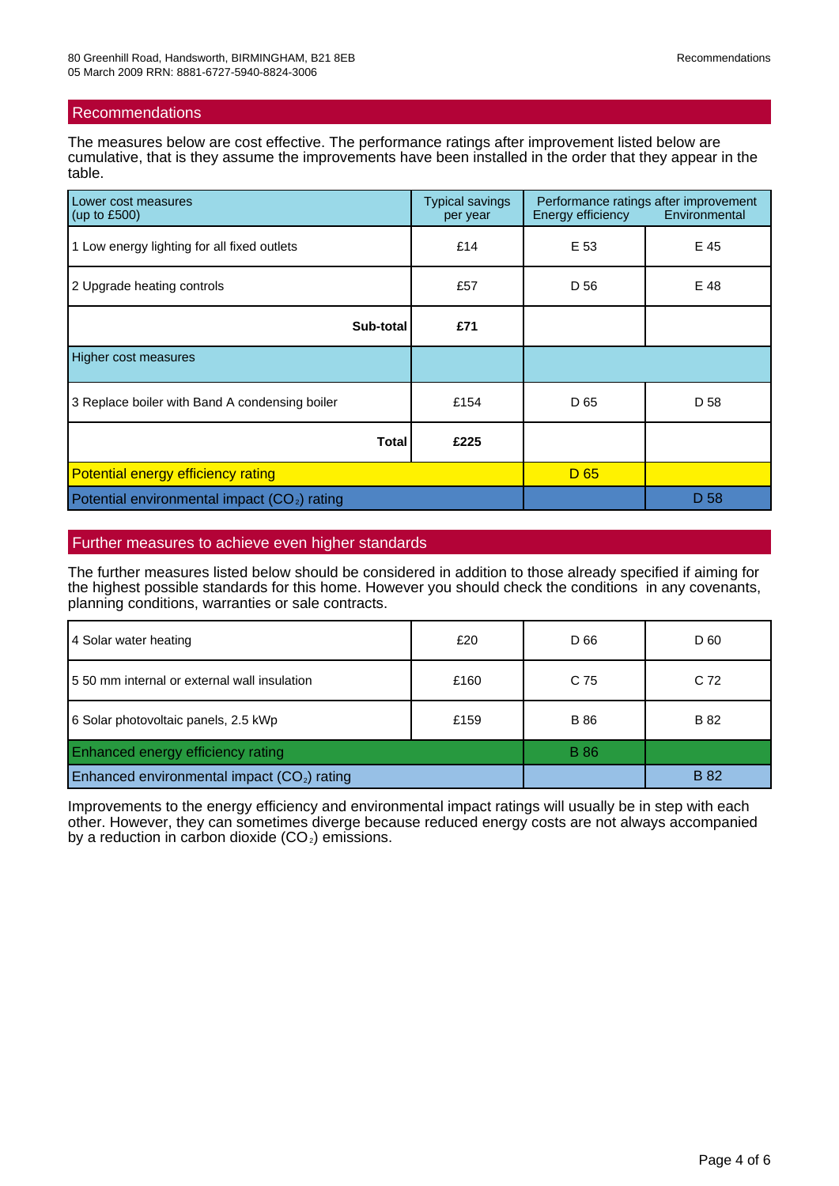## Recommendations

The measures below are cost effective. The performance ratings after improvement listed below are cumulative, that is they assume the improvements have been installed in the order that they appear in the table.

| Lower cost measures (up to £500) | Typical savings per year | Performance ratings after improvement | |
|---|---|---|---|
| | | Energy efficiency | Environmental |
| 1 Low energy lighting for all fixed outlets | £14 | E 53 | E 45 |
| 2 Upgrade heating controls | £57 | D 56 | E 48 |
| **Sub-total** | **£71** | | |
| Higher cost measures | | | |
| 3 Replace boiler with Band A condensing boiler | £154 | D 65 | D 58 |
| **Total** | **£225** | | |
| Potential energy efficiency rating | | D 65 | |
| Potential environmental impact ($CO_2$) rating | | | D 58 |

## Further measures to achieve even higher standards

The further measures listed below should be considered in addition to those already specified if aiming for the highest possible standards for this home. However you should check the conditions in any covenants, planning conditions, warranties or sale contracts.

| Measure | Typical savings per year | Energy efficiency | Environmental |
|---|---|---|---|
| 4 Solar water heating | £20 | D 66 | D 60 |
| 5 50 mm internal or external wall insulation | £160 | C 75 | C 72 |
| 6 Solar photovoltaic panels, 2.5 kWp | £159 | B 86 | B 82 |
| Enhanced energy efficiency rating | | B 86 | |
| Enhanced environmental impact ($CO_2$) rating | | | B 82 |

Improvements to the energy efficiency and environmental impact ratings will usually be in step with each other. However, they can sometimes diverge because reduced energy costs are not always accompanied by a reduction in carbon dioxide ($CO_2$) emissions.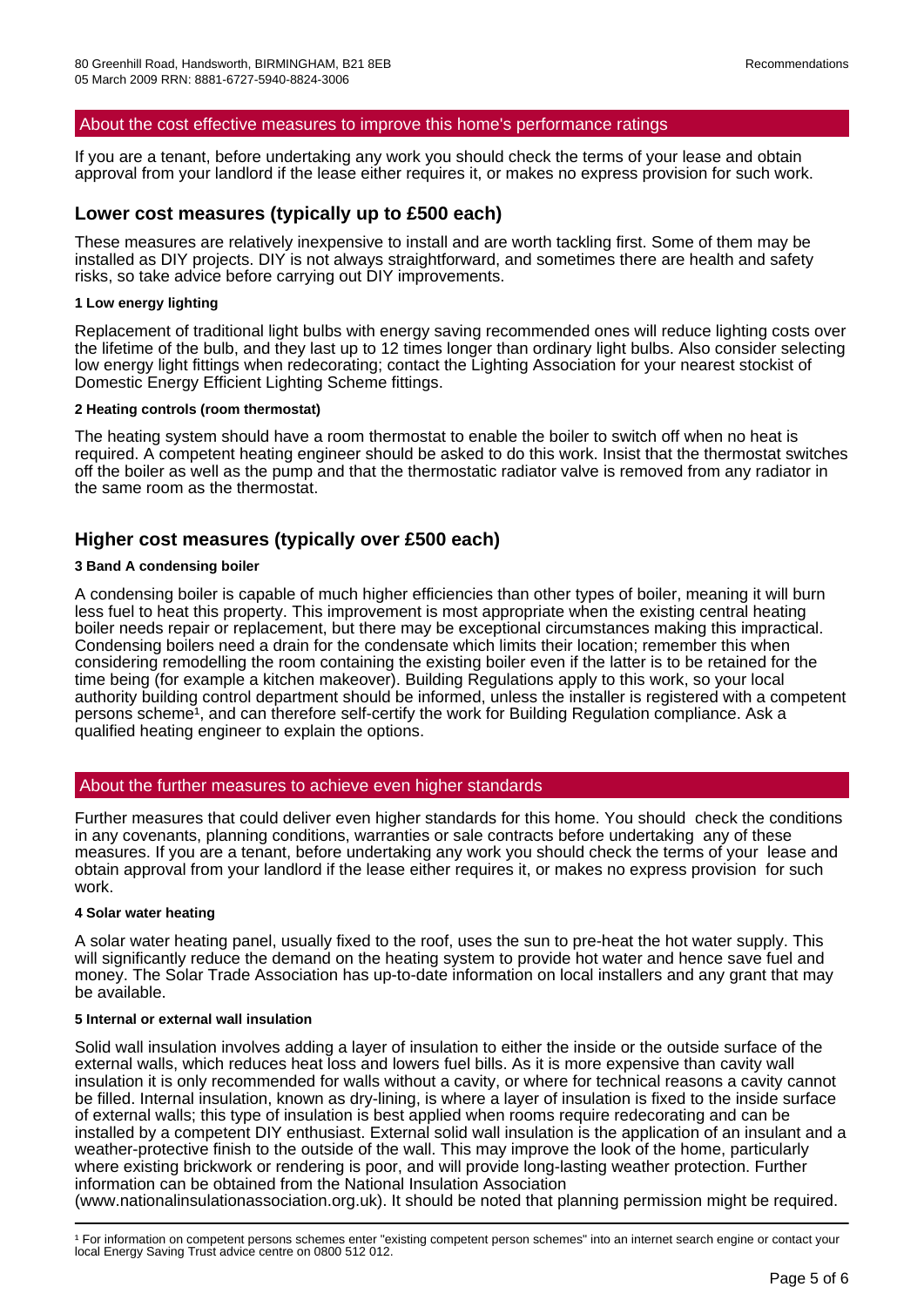## About the cost effective measures to improve this home's performance ratings

If you are a tenant, before undertaking any work you should check the terms of your lease and obtain approval from your landlord if the lease either requires it, or makes no express provision for such work.

### Lower cost measures (typically up to £500 each)

These measures are relatively inexpensive to install and are worth tackling first. Some of them may be installed as DIY projects. DIY is not always straightforward, and sometimes there are health and safety risks, so take advice before carrying out DIY improvements.

**1 Low energy lighting**

Replacement of traditional light bulbs with energy saving recommended ones will reduce lighting costs over the lifetime of the bulb, and they last up to 12 times longer than ordinary light bulbs. Also consider selecting low energy light fittings when redecorating; contact the Lighting Association for your nearest stockist of Domestic Energy Efficient Lighting Scheme fittings.

**2 Heating controls (room thermostat)**

The heating system should have a room thermostat to enable the boiler to switch off when no heat is required. A competent heating engineer should be asked to do this work. Insist that the thermostat switches off the boiler as well as the pump and that the thermostatic radiator valve is removed from any radiator in the same room as the thermostat.

### Higher cost measures (typically over £500 each)

**3 Band A condensing boiler**

A condensing boiler is capable of much higher efficiencies than other types of boiler, meaning it will burn less fuel to heat this property. This improvement is most appropriate when the existing central heating boiler needs repair or replacement, but there may be exceptional circumstances making this impractical. Condensing boilers need a drain for the condensate which limits their location; remember this when considering remodelling the room containing the existing boiler even if the latter is to be retained for the time being (for example a kitchen makeover). Building Regulations apply to this work, so your local authority building control department should be informed, unless the installer is registered with a competent persons scheme[1], and can therefore self-certify the work for Building Regulation compliance. Ask a qualified heating engineer to explain the options.

## About the further measures to achieve even higher standards

Further measures that could deliver even higher standards for this home. You should check the conditions in any covenants, planning conditions, warranties or sale contracts before undertaking any of these measures. If you are a tenant, before undertaking any work you should check the terms of your lease and obtain approval from your landlord if the lease either requires it, or makes no express provision for such work.

**4 Solar water heating**

A solar water heating panel, usually fixed to the roof, uses the sun to pre-heat the hot water supply. This will significantly reduce the demand on the heating system to provide hot water and hence save fuel and money. The Solar Trade Association has up-to-date information on local installers and any grant that may be available.

**5 Internal or external wall insulation**

Solid wall insulation involves adding a layer of insulation to either the inside or the outside surface of the external walls, which reduces heat loss and lowers fuel bills. As it is more expensive than cavity wall insulation it is only recommended for walls without a cavity, or where for technical reasons a cavity cannot be filled. Internal insulation, known as dry-lining, is where a layer of insulation is fixed to the inside surface of external walls; this type of insulation is best applied when rooms require redecorating and can be installed by a competent DIY enthusiast. External solid wall insulation is the application of an insulant and a weather-protective finish to the outside of the wall. This may improve the look of the home, particularly where existing brickwork or rendering is poor, and will provide long-lasting weather protection. Further information can be obtained from the National Insulation Association (www.nationalinsulationassociation.org.uk). It should be noted that planning permission might be required.

---

[1] For information on competent persons schemes enter "existing competent person schemes" into an internet search engine or contact your local Energy Saving Trust advice centre on 0800 512 012.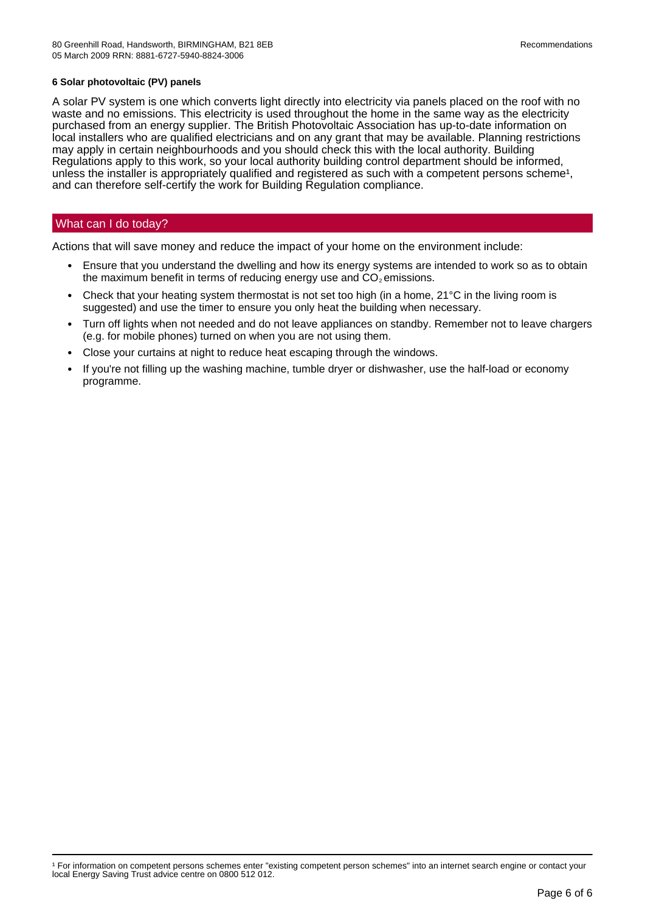**6 Solar photovoltaic (PV) panels**

A solar PV system is one which converts light directly into electricity via panels placed on the roof with no waste and no emissions. This electricity is used throughout the home in the same way as the electricity purchased from an energy supplier. The British Photovoltaic Association has up-to-date information on local installers who are qualified electricians and on any grant that may be available. Planning restrictions may apply in certain neighbourhoods and you should check this with the local authority. Building Regulations apply to this work, so your local authority building control department should be informed, unless the installer is appropriately qualified and registered as such with a competent persons scheme[1], and can therefore self-certify the work for Building Regulation compliance.

## What can I do today?

Actions that will save money and reduce the impact of your home on the environment include:

- Ensure that you understand the dwelling and how its energy systems are intended to work so as to obtain the maximum benefit in terms of reducing energy use and $CO_2$ emissions.
- Check that your heating system thermostat is not set too high (in a home, 21°C in the living room is suggested) and use the timer to ensure you only heat the building when necessary.
- Turn off lights when not needed and do not leave appliances on standby. Remember not to leave chargers (e.g. for mobile phones) turned on when you are not using them.
- Close your curtains at night to reduce heat escaping through the windows.
- If you're not filling up the washing machine, tumble dryer or dishwasher, use the half-load or economy programme.

[1] For information on competent persons schemes enter "existing competent person schemes" into an internet search engine or contact your local Energy Saving Trust advice centre on 0800 512 012.